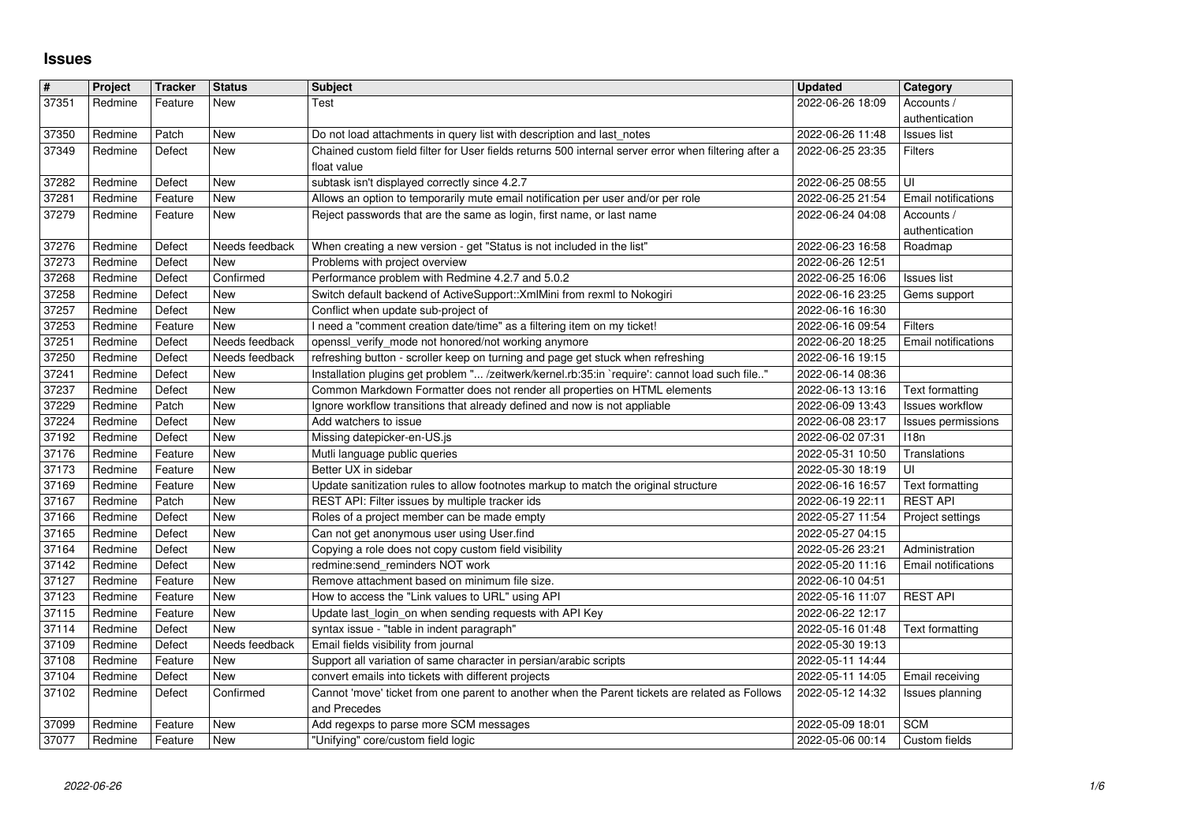# Issues

| # | Project | Tracker | Status | Subject | Updated | Category |
|---|---|---|---|---|---|---|
| 37351 | Redmine | Feature | New | Test | 2022-06-26 18:09 | Accounts / authentication |
| 37350 | Redmine | Patch | New | Do not load attachments in query list with description and last_notes | 2022-06-26 11:48 | Issues list |
| 37349 | Redmine | Defect | New | Chained custom field filter for User fields returns 500 internal server error when filtering after a float value | 2022-06-25 23:35 | Filters |
| 37282 | Redmine | Defect | New | subtask isn't displayed correctly since 4.2.7 | 2022-06-25 08:55 | UI |
| 37281 | Redmine | Feature | New | Allows an option to temporarily mute email notification per user and/or per role | 2022-06-25 21:54 | Email notifications |
| 37279 | Redmine | Feature | New | Reject passwords that are the same as login, first name, or last name | 2022-06-24 04:08 | Accounts / authentication |
| 37276 | Redmine | Defect | Needs feedback | When creating a new version - get "Status is not included in the list" | 2022-06-23 16:58 | Roadmap |
| 37273 | Redmine | Defect | New | Problems with project overview | 2022-06-26 12:51 | |
| 37268 | Redmine | Defect | Confirmed | Performance problem with Redmine 4.2.7 and 5.0.2 | 2022-06-25 16:06 | Issues list |
| 37258 | Redmine | Defect | New | Switch default backend of ActiveSupport::XmlMini from rexml to Nokogiri | 2022-06-16 23:25 | Gems support |
| 37257 | Redmine | Defect | New | Conflict when update sub-project of | 2022-06-16 16:30 | |
| 37253 | Redmine | Feature | New | I need a "comment creation date/time" as a filtering item on my ticket! | 2022-06-16 09:54 | Filters |
| 37251 | Redmine | Defect | Needs feedback | openssl_verify_mode not honored/not working anymore | 2022-06-20 18:25 | Email notifications |
| 37250 | Redmine | Defect | Needs feedback | refreshing button - scroller keep on turning and page get stuck when refreshing | 2022-06-16 19:15 | |
| 37241 | Redmine | Defect | New | Installation plugins get problem "... /zeitwerk/kernel.rb:35:in `require': cannot load such file.." | 2022-06-14 08:36 | |
| 37237 | Redmine | Defect | New | Common Markdown Formatter does not render all properties on HTML elements | 2022-06-13 13:16 | Text formatting |
| 37229 | Redmine | Patch | New | Ignore workflow transitions that already defined and now is not appliable | 2022-06-09 13:43 | Issues workflow |
| 37224 | Redmine | Defect | New | Add watchers to issue | 2022-06-08 23:17 | Issues permissions |
| 37192 | Redmine | Defect | New | Missing datepicker-en-US.js | 2022-06-02 07:31 | I18n |
| 37176 | Redmine | Feature | New | Mutli language public queries | 2022-05-31 10:50 | Translations |
| 37173 | Redmine | Feature | New | Better UX in sidebar | 2022-05-30 18:19 | UI |
| 37169 | Redmine | Feature | New | Update sanitization rules to allow footnotes markup to match the original structure | 2022-06-16 16:57 | Text formatting |
| 37167 | Redmine | Patch | New | REST API: Filter issues by multiple tracker ids | 2022-06-19 22:11 | REST API |
| 37166 | Redmine | Defect | New | Roles of a project member can be made empty | 2022-05-27 11:54 | Project settings |
| 37165 | Redmine | Defect | New | Can not get anonymous user using User.find | 2022-05-27 04:15 | |
| 37164 | Redmine | Defect | New | Copying a role does not copy custom field visibility | 2022-05-26 23:21 | Administration |
| 37142 | Redmine | Defect | New | redmine:send_reminders NOT work | 2022-05-20 11:16 | Email notifications |
| 37127 | Redmine | Feature | New | Remove attachment based on minimum file size. | 2022-06-10 04:51 | |
| 37123 | Redmine | Feature | New | How to access the "Link values to URL" using API | 2022-05-16 11:07 | REST API |
| 37115 | Redmine | Feature | New | Update last_login_on when sending requests with API Key | 2022-06-22 12:17 | |
| 37114 | Redmine | Defect | New | syntax issue - "table in indent paragraph" | 2022-05-16 01:48 | Text formatting |
| 37109 | Redmine | Defect | Needs feedback | Email fields visibility from journal | 2022-05-30 19:13 | |
| 37108 | Redmine | Feature | New | Support all variation of same character in persian/arabic scripts | 2022-05-11 14:44 | |
| 37104 | Redmine | Defect | New | convert emails into tickets with different projects | 2022-05-11 14:05 | Email receiving |
| 37102 | Redmine | Defect | Confirmed | Cannot 'move' ticket from one parent to another when the Parent tickets are related as Follows and Precedes | 2022-05-12 14:32 | Issues planning |
| 37099 | Redmine | Feature | New | Add regexps to parse more SCM messages | 2022-05-09 18:01 | SCM |
| 37077 | Redmine | Feature | New | "Unifying" core/custom field logic | 2022-05-06 00:14 | Custom fields |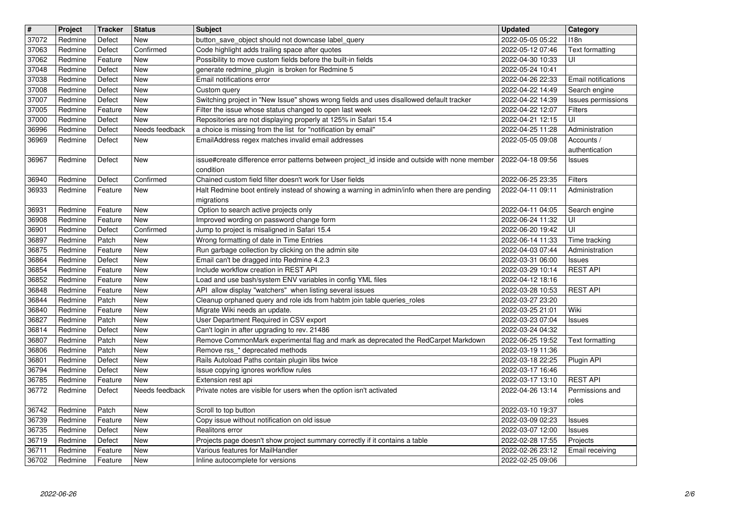| # | Project | Tracker | Status | Subject | Updated | Category |
|---|---|---|---|---|---|---|
| 37072 | Redmine | Defect | New | button_save_object should not downcase label_query | 2022-05-05 05:22 | I18n |
| 37063 | Redmine | Defect | Confirmed | Code highlight adds trailing space after quotes | 2022-05-12 07:46 | Text formatting |
| 37062 | Redmine | Feature | New | Possibility to move custom fields before the built-in fields | 2022-04-30 10:33 | UI |
| 37048 | Redmine | Defect | New | generate redmine_plugin is broken for Redmine 5 | 2022-05-24 10:41 | |
| 37038 | Redmine | Defect | New | Email notifications error | 2022-04-26 22:33 | Email notifications |
| 37008 | Redmine | Defect | New | Custom query | 2022-04-22 14:49 | Search engine |
| 37007 | Redmine | Defect | New | Switching project in "New Issue" shows wrong fields and uses disallowed default tracker | 2022-04-22 14:39 | Issues permissions |
| 37005 | Redmine | Feature | New | Filter the issue whose status changed to open last week | 2022-04-22 12:07 | Filters |
| 37000 | Redmine | Defect | New | Repositories are not displaying properly at 125% in Safari 15.4 | 2022-04-21 12:15 | UI |
| 36996 | Redmine | Defect | Needs feedback | a choice is missing from the list for "notification by email" | 2022-04-25 11:28 | Administration |
| 36969 | Redmine | Defect | New | EmailAddress regex matches invalid email addresses | 2022-05-05 09:08 | Accounts / authentication |
| 36967 | Redmine | Defect | New | issue#create difference error patterns between project_id inside and outside with none member condition | 2022-04-18 09:56 | Issues |
| 36940 | Redmine | Defect | Confirmed | Chained custom field filter doesn't work for User fields | 2022-06-25 23:35 | Filters |
| 36933 | Redmine | Feature | New | Halt Redmine boot entirely instead of showing a warning in admin/info when there are pending migrations | 2022-04-11 09:11 | Administration |
| 36931 | Redmine | Feature | New | Option to search active projects only | 2022-04-11 04:05 | Search engine |
| 36908 | Redmine | Feature | New | Improved wording on password change form | 2022-06-24 11:32 | UI |
| 36901 | Redmine | Defect | Confirmed | Jump to project is misaligned in Safari 15.4 | 2022-06-20 19:42 | UI |
| 36897 | Redmine | Patch | New | Wrong formatting of date in Time Entries | 2022-06-14 11:33 | Time tracking |
| 36875 | Redmine | Feature | New | Run garbage collection by clicking on the admin site | 2022-04-03 07:44 | Administration |
| 36864 | Redmine | Defect | New | Email can't be dragged into Redmine 4.2.3 | 2022-03-31 06:00 | Issues |
| 36854 | Redmine | Feature | New | Include workflow creation in REST API | 2022-03-29 10:14 | REST API |
| 36852 | Redmine | Feature | New | Load and use bash/system ENV variables in config YML files | 2022-04-12 18:16 | |
| 36848 | Redmine | Feature | New | API allow display "watchers" when listing several issues | 2022-03-28 10:53 | REST API |
| 36844 | Redmine | Patch | New | Cleanup orphaned query and role ids from habtm join table queries_roles | 2022-03-27 23:20 | |
| 36840 | Redmine | Feature | New | Migrate Wiki needs an update. | 2022-03-25 21:01 | Wiki |
| 36827 | Redmine | Patch | New | User Department Required in CSV export | 2022-03-23 07:04 | Issues |
| 36814 | Redmine | Defect | New | Can't login in after upgrading to rev. 21486 | 2022-03-24 04:32 | |
| 36807 | Redmine | Patch | New | Remove CommonMark experimental flag and mark as deprecated the RedCarpet Markdown | 2022-06-25 19:52 | Text formatting |
| 36806 | Redmine | Patch | New | Remove rss_* deprecated methods | 2022-03-19 11:36 | |
| 36801 | Redmine | Defect | New | Rails Autoload Paths contain plugin libs twice | 2022-03-18 22:25 | Plugin API |
| 36794 | Redmine | Defect | New | Issue copying ignores workflow rules | 2022-03-17 16:46 | |
| 36785 | Redmine | Feature | New | Extension rest api | 2022-03-17 13:10 | REST API |
| 36772 | Redmine | Defect | Needs feedback | Private notes are visible for users when the option isn't activated | 2022-04-26 13:14 | Permissions and roles |
| 36742 | Redmine | Patch | New | Scroll to top button | 2022-03-10 19:37 | |
| 36739 | Redmine | Feature | New | Copy issue without notification on old issue | 2022-03-09 02:23 | Issues |
| 36735 | Redmine | Defect | New | Realitons error | 2022-03-07 12:00 | Issues |
| 36719 | Redmine | Defect | New | Projects page doesn't show project summary correctly if it contains a table | 2022-02-28 17:55 | Projects |
| 36711 | Redmine | Feature | New | Various features for MailHandler | 2022-02-26 23:12 | Email receiving |
| 36702 | Redmine | Feature | New | Inline autocomplete for versions | 2022-02-25 09:06 | |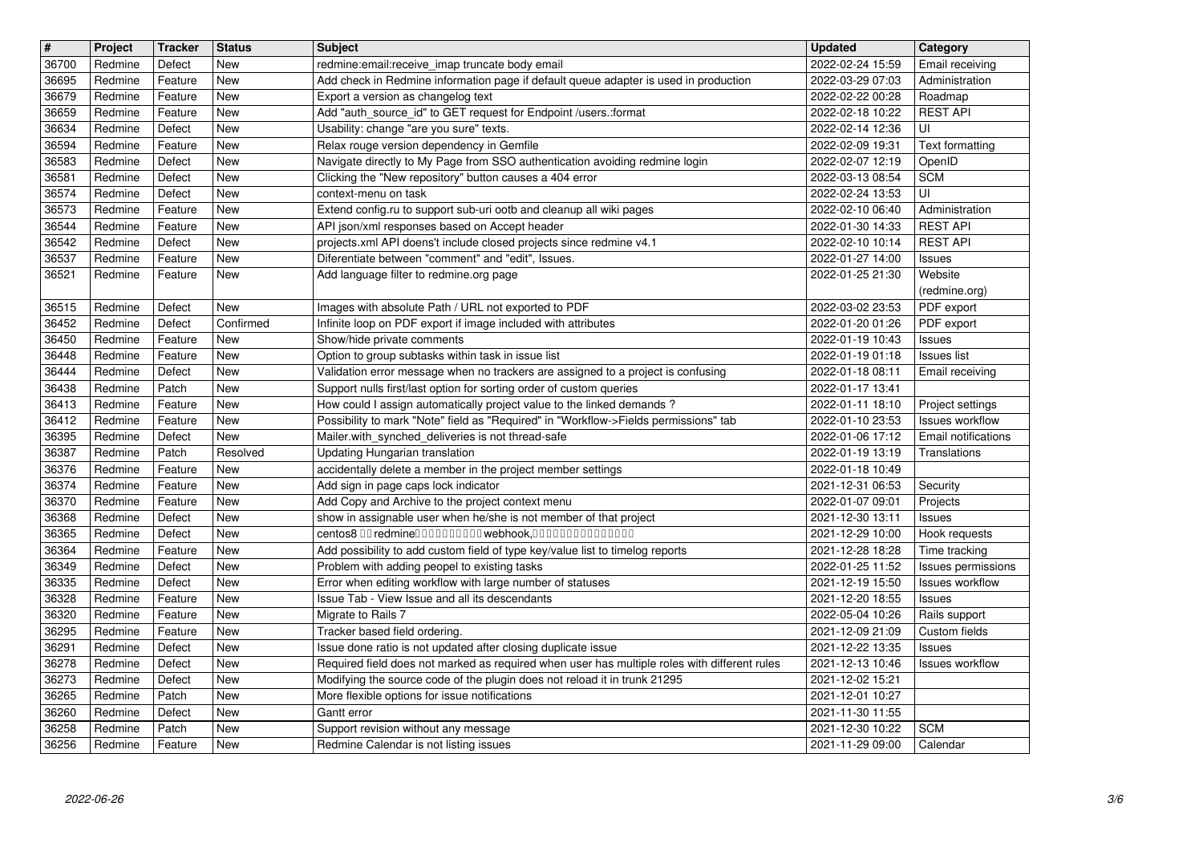| # | Project | Tracker | Status | Subject | Updated | Category |
|---|---|---|---|---|---|---|
| 36700 | Redmine | Defect | New | redmine:email:receive_imap truncate body email | 2022-02-24 15:59 | Email receiving |
| 36695 | Redmine | Feature | New | Add check in Redmine information page if default queue adapter is used in production | 2022-03-29 07:03 | Administration |
| 36679 | Redmine | Feature | New | Export a version as changelog text | 2022-02-22 00:28 | Roadmap |
| 36659 | Redmine | Feature | New | Add "auth_source_id" to GET request for Endpoint /users.:format | 2022-02-18 10:22 | REST API |
| 36634 | Redmine | Defect | New | Usability: change "are you sure" texts. | 2022-02-14 12:36 | UI |
| 36594 | Redmine | Feature | New | Relax rouge version dependency in Gemfile | 2022-02-09 19:31 | Text formatting |
| 36583 | Redmine | Defect | New | Navigate directly to My Page from SSO authentication avoiding redmine login | 2022-02-07 12:19 | OpenID |
| 36581 | Redmine | Defect | New | Clicking the "New repository" button causes a 404 error | 2022-03-13 08:54 | SCM |
| 36574 | Redmine | Defect | New | context-menu on task | 2022-02-24 13:53 | UI |
| 36573 | Redmine | Feature | New | Extend config.ru to support sub-uri ootb and cleanup all wiki pages | 2022-02-10 06:40 | Administration |
| 36544 | Redmine | Feature | New | API json/xml responses based on Accept header | 2022-01-30 14:33 | REST API |
| 36542 | Redmine | Defect | New | projects.xml API doens't include closed projects since redmine v4.1 | 2022-02-10 10:14 | REST API |
| 36537 | Redmine | Feature | New | Diferentiate between "comment" and "edit", Issues. | 2022-01-27 14:00 | Issues |
| 36521 | Redmine | Feature | New | Add language filter to redmine.org page | 2022-01-25 21:30 | Website (redmine.org) |
| 36515 | Redmine | Defect | New | Images with absolute Path / URL not exported to PDF | 2022-03-02 23:53 | PDF export |
| 36452 | Redmine | Defect | Confirmed | Infinite loop on PDF export if image included with attributes | 2022-01-20 01:26 | PDF export |
| 36450 | Redmine | Feature | New | Show/hide private comments | 2022-01-19 10:43 | Issues |
| 36448 | Redmine | Feature | New | Option to group subtasks within task in issue list | 2022-01-19 01:18 | Issues list |
| 36444 | Redmine | Defect | New | Validation error message when no trackers are assigned to a project is confusing | 2022-01-18 08:11 | Email receiving |
| 36438 | Redmine | Patch | New | Support nulls first/last option for sorting order of custom queries | 2022-01-17 13:41 | |
| 36413 | Redmine | Feature | New | How could I assign automatically project value to the linked demands ? | 2022-01-11 18:10 | Project settings |
| 36412 | Redmine | Feature | New | Possibility to mark "Note" field as "Required" in "Workflow->Fields permissions" tab | 2022-01-10 23:53 | Issues workflow |
| 36395 | Redmine | Defect | New | Mailer.with_synched_deliveries is not thread-safe | 2022-01-06 17:12 | Email notifications |
| 36387 | Redmine | Patch | Resolved | Updating Hungarian translation | 2022-01-19 13:19 | Translations |
| 36376 | Redmine | Feature | New | accidentally delete a member in the project member settings | 2022-01-18 10:49 | |
| 36374 | Redmine | Feature | New | Add sign in page caps lock indicator | 2021-12-31 06:53 | Security |
| 36370 | Redmine | Feature | New | Add Copy and Archive to the project context menu | 2022-01-07 09:01 | Projects |
| 36368 | Redmine | Defect | New | show in assignable user when he/she is not member of that project | 2021-12-30 13:11 | Issues |
| 36365 | Redmine | Defect | New | centos8 □□redmine□□□□□□□□□□webhook,□□□□□□□□□□□□□□□ | 2021-12-29 10:00 | Hook requests |
| 36364 | Redmine | Feature | New | Add possibility to add custom field of type key/value list to timelog reports | 2021-12-28 18:28 | Time tracking |
| 36349 | Redmine | Defect | New | Problem with adding peopel to existing tasks | 2022-01-25 11:52 | Issues permissions |
| 36335 | Redmine | Defect | New | Error when editing workflow with large number of statuses | 2021-12-19 15:50 | Issues workflow |
| 36328 | Redmine | Feature | New | Issue Tab - View Issue and all its descendants | 2021-12-20 18:55 | Issues |
| 36320 | Redmine | Feature | New | Migrate to Rails 7 | 2022-05-04 10:26 | Rails support |
| 36295 | Redmine | Feature | New | Tracker based field ordering. | 2021-12-09 21:09 | Custom fields |
| 36291 | Redmine | Defect | New | Issue done ratio is not updated after closing duplicate issue | 2021-12-22 13:35 | Issues |
| 36278 | Redmine | Defect | New | Required field does not marked as required when user has multiple roles with different rules | 2021-12-13 10:46 | Issues workflow |
| 36273 | Redmine | Defect | New | Modifying the source code of the plugin does not reload it in trunk 21295 | 2021-12-02 15:21 | |
| 36265 | Redmine | Patch | New | More flexible options for issue notifications | 2021-12-01 10:27 | |
| 36260 | Redmine | Defect | New | Gantt error | 2021-11-30 11:55 | |
| 36258 | Redmine | Patch | New | Support revision without any message | 2021-12-30 10:22 | SCM |
| 36256 | Redmine | Feature | New | Redmine Calendar is not listing issues | 2021-11-29 09:00 | Calendar |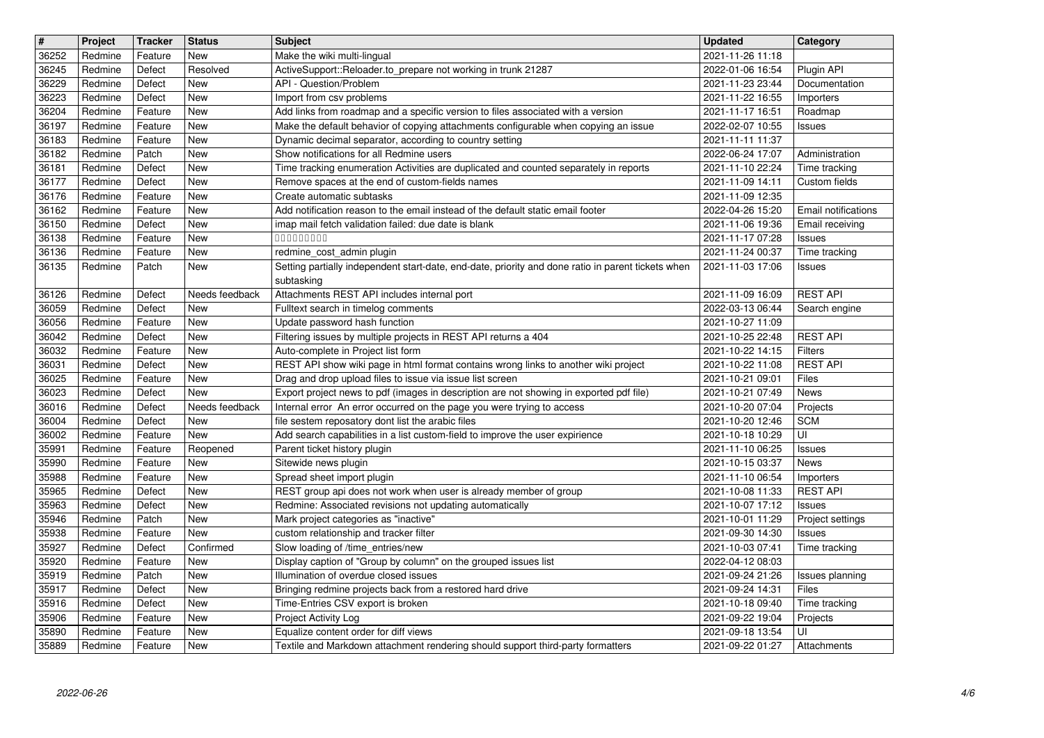| # | Project | Tracker | Status | Subject | Updated | Category |
|---|---|---|---|---|---|---|
| 36252 | Redmine | Feature | New | Make the wiki multi-lingual | 2021-11-26 11:18 | |
| 36245 | Redmine | Defect | Resolved | ActiveSupport::Reloader.to_prepare not working in trunk 21287 | 2022-01-06 16:54 | Plugin API |
| 36229 | Redmine | Defect | New | API - Question/Problem | 2021-11-23 23:44 | Documentation |
| 36223 | Redmine | Defect | New | Import from csv problems | 2021-11-22 16:55 | Importers |
| 36204 | Redmine | Feature | New | Add links from roadmap and a specific version to files associated with a version | 2021-11-17 16:51 | Roadmap |
| 36197 | Redmine | Feature | New | Make the default behavior of copying attachments configurable when copying an issue | 2022-02-07 10:55 | Issues |
| 36183 | Redmine | Feature | New | Dynamic decimal separator, according to country setting | 2021-11-11 11:37 | |
| 36182 | Redmine | Patch | New | Show notifications for all Redmine users | 2022-06-24 17:07 | Administration |
| 36181 | Redmine | Defect | New | Time tracking enumeration Activities are duplicated and counted separately in reports | 2021-11-10 22:24 | Time tracking |
| 36177 | Redmine | Defect | New | Remove spaces at the end of custom-fields names | 2021-11-09 14:11 | Custom fields |
| 36176 | Redmine | Feature | New | Create automatic subtasks | 2021-11-09 12:35 | |
| 36162 | Redmine | Feature | New | Add notification reason to the email instead of the default static email footer | 2022-04-26 15:20 | Email notifications |
| 36150 | Redmine | Defect | New | imap mail fetch validation failed: due date is blank | 2021-11-06 19:36 | Email receiving |
| 36138 | Redmine | Feature | New | □□□□□□□□□ | 2021-11-17 07:28 | Issues |
| 36136 | Redmine | Feature | New | redmine_cost_admin plugin | 2021-11-24 00:37 | Time tracking |
| 36135 | Redmine | Patch | New | Setting partially independent start-date, end-date, priority and done ratio in parent tickets when subtasking | 2021-11-03 17:06 | Issues |
| 36126 | Redmine | Defect | Needs feedback | Attachments REST API includes internal port | 2021-11-09 16:09 | REST API |
| 36059 | Redmine | Defect | New | Fulltext search in timelog comments | 2022-03-13 06:44 | Search engine |
| 36056 | Redmine | Feature | New | Update password hash function | 2021-10-27 11:09 | |
| 36042 | Redmine | Defect | New | Filtering issues by multiple projects in REST API returns a 404 | 2021-10-25 22:48 | REST API |
| 36032 | Redmine | Feature | New | Auto-complete in Project list form | 2021-10-22 14:15 | Filters |
| 36031 | Redmine | Defect | New | REST API show wiki page in html format contains wrong links to another wiki project | 2021-10-22 11:08 | REST API |
| 36025 | Redmine | Feature | New | Drag and drop upload files to issue via issue list screen | 2021-10-21 09:01 | Files |
| 36023 | Redmine | Defect | New | Export project news to pdf (images in description are not showing in exported pdf file) | 2021-10-21 07:49 | News |
| 36016 | Redmine | Defect | Needs feedback | Internal error An error occurred on the page you were trying to access | 2021-10-20 07:04 | Projects |
| 36004 | Redmine | Defect | New | file sestem reposatory dont list the arabic files | 2021-10-20 12:46 | SCM |
| 36002 | Redmine | Feature | New | Add search capabilities in a list custom-field to improve the user expirience | 2021-10-18 10:29 | UI |
| 35991 | Redmine | Feature | Reopened | Parent ticket history plugin | 2021-11-10 06:25 | Issues |
| 35990 | Redmine | Feature | New | Sitewide news plugin | 2021-10-15 03:37 | News |
| 35988 | Redmine | Feature | New | Spread sheet import plugin | 2021-11-10 06:54 | Importers |
| 35965 | Redmine | Defect | New | REST group api does not work when user is already member of group | 2021-10-08 11:33 | REST API |
| 35963 | Redmine | Defect | New | Redmine: Associated revisions not updating automatically | 2021-10-07 17:12 | Issues |
| 35946 | Redmine | Patch | New | Mark project categories as "inactive" | 2021-10-01 11:29 | Project settings |
| 35938 | Redmine | Feature | New | custom relationship and tracker filter | 2021-09-30 14:30 | Issues |
| 35927 | Redmine | Defect | Confirmed | Slow loading of /time_entries/new | 2021-10-03 07:41 | Time tracking |
| 35920 | Redmine | Feature | New | Display caption of "Group by column" on the grouped issues list | 2022-04-12 08:03 | |
| 35919 | Redmine | Patch | New | Illumination of overdue closed issues | 2021-09-24 21:26 | Issues planning |
| 35917 | Redmine | Defect | New | Bringing redmine projects back from a restored hard drive | 2021-09-24 14:31 | Files |
| 35916 | Redmine | Defect | New | Time-Entries CSV export is broken | 2021-10-18 09:40 | Time tracking |
| 35906 | Redmine | Feature | New | Project Activity Log | 2021-09-22 19:04 | Projects |
| 35890 | Redmine | Feature | New | Equalize content order for diff views | 2021-09-18 13:54 | UI |
| 35889 | Redmine | Feature | New | Textile and Markdown attachment rendering should support third-party formatters | 2021-09-22 01:27 | Attachments |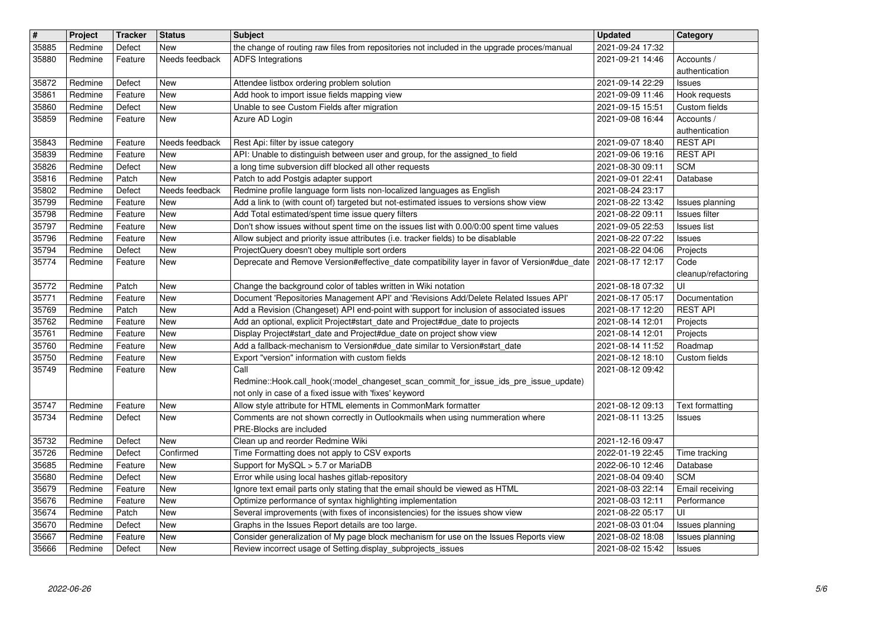| # | Project | Tracker | Status | Subject | Updated | Category |
|---|---|---|---|---|---|---|
| 35885 | Redmine | Defect | New | the change of routing raw files from repositories not included in the upgrade proces/manual | 2021-09-24 17:32 | |
| 35880 | Redmine | Feature | Needs feedback | ADFS Integrations | 2021-09-21 14:46 | Accounts / authentication |
| 35872 | Redmine | Defect | New | Attendee listbox ordering problem solution | 2021-09-14 22:29 | Issues |
| 35861 | Redmine | Feature | New | Add hook to import issue fields mapping view | 2021-09-09 11:46 | Hook requests |
| 35860 | Redmine | Defect | New | Unable to see Custom Fields after migration | 2021-09-15 15:51 | Custom fields |
| 35859 | Redmine | Feature | New | Azure AD Login | 2021-09-08 16:44 | Accounts / authentication |
| 35843 | Redmine | Feature | Needs feedback | Rest Api: filter by issue category | 2021-09-07 18:40 | REST API |
| 35839 | Redmine | Feature | New | API: Unable to distinguish between user and group, for the assigned_to field | 2021-09-06 19:16 | REST API |
| 35826 | Redmine | Defect | New | a long time subversion diff blocked all other requests | 2021-08-30 09:11 | SCM |
| 35816 | Redmine | Patch | New | Patch to add Postgis adapter support | 2021-09-01 22:41 | Database |
| 35802 | Redmine | Defect | Needs feedback | Redmine profile language form lists non-localized languages as English | 2021-08-24 23:17 | |
| 35799 | Redmine | Feature | New | Add a link to (with count of) targeted but not-estimated issues to versions show view | 2021-08-22 13:42 | Issues planning |
| 35798 | Redmine | Feature | New | Add Total estimated/spent time issue query filters | 2021-08-22 09:11 | Issues filter |
| 35797 | Redmine | Feature | New | Don't show issues without spent time on the issues list with 0.00/0:00 spent time values | 2021-09-05 22:53 | Issues list |
| 35796 | Redmine | Feature | New | Allow subject and priority issue attributes (i.e. tracker fields) to be disablable | 2021-08-22 07:22 | Issues |
| 35794 | Redmine | Defect | New | ProjectQuery doesn't obey multiple sort orders | 2021-08-22 04:06 | Projects |
| 35774 | Redmine | Feature | New | Deprecate and Remove Version#effective_date compatibility layer in favor of Version#due_date | 2021-08-17 12:17 | Code cleanup/refactoring |
| 35772 | Redmine | Patch | New | Change the background color of tables written in Wiki notation | 2021-08-18 07:32 | UI |
| 35771 | Redmine | Feature | New | Document 'Repositories Management API' and 'Revisions Add/Delete Related Issues API' | 2021-08-17 05:17 | Documentation |
| 35769 | Redmine | Patch | New | Add a Revision (Changeset) API end-point with support for inclusion of associated issues | 2021-08-17 12:20 | REST API |
| 35762 | Redmine | Feature | New | Add an optional, explicit Project#start_date and Project#due_date to projects | 2021-08-14 12:01 | Projects |
| 35761 | Redmine | Feature | New | Display Project#start_date and Project#due_date on project show view | 2021-08-14 12:01 | Projects |
| 35760 | Redmine | Feature | New | Add a fallback-mechanism to Version#due_date similar to Version#start_date | 2021-08-14 11:52 | Roadmap |
| 35750 | Redmine | Feature | New | Export "version" information with custom fields | 2021-08-12 18:10 | Custom fields |
| 35749 | Redmine | Feature | New | Call Redmine::Hook.call_hook(:model_changeset_scan_commit_for_issue_ids_pre_issue_update) not only in case of a fixed issue with 'fixes' keyword | 2021-08-12 09:42 | |
| 35747 | Redmine | Feature | New | Allow style attribute for HTML elements in CommonMark formatter | 2021-08-12 09:13 | Text formatting |
| 35734 | Redmine | Defect | New | Comments are not shown correctly in Outlookmails when using nummeration where PRE-Blocks are included | 2021-08-11 13:25 | Issues |
| 35732 | Redmine | Defect | New | Clean up and reorder Redmine Wiki | 2021-12-16 09:47 | |
| 35726 | Redmine | Defect | Confirmed | Time Formatting does not apply to CSV exports | 2022-01-19 22:45 | Time tracking |
| 35685 | Redmine | Feature | New | Support for MySQL > 5.7 or MariaDB | 2022-06-10 12:46 | Database |
| 35680 | Redmine | Defect | New | Error while using local hashes gitlab-repository | 2021-08-04 09:40 | SCM |
| 35679 | Redmine | Feature | New | Ignore text email parts only stating that the email should be viewed as HTML | 2021-08-03 22:14 | Email receiving |
| 35676 | Redmine | Feature | New | Optimize performance of syntax highlighting implementation | 2021-08-03 12:11 | Performance |
| 35674 | Redmine | Patch | New | Several improvements (with fixes of inconsistencies) for the issues show view | 2021-08-22 05:17 | UI |
| 35670 | Redmine | Defect | New | Graphs in the Issues Report details are too large. | 2021-08-03 01:04 | Issues planning |
| 35667 | Redmine | Feature | New | Consider generalization of My page block mechanism for use on the Issues Reports view | 2021-08-02 18:08 | Issues planning |
| 35666 | Redmine | Defect | New | Review incorrect usage of Setting.display_subprojects_issues | 2021-08-02 15:42 | Issues |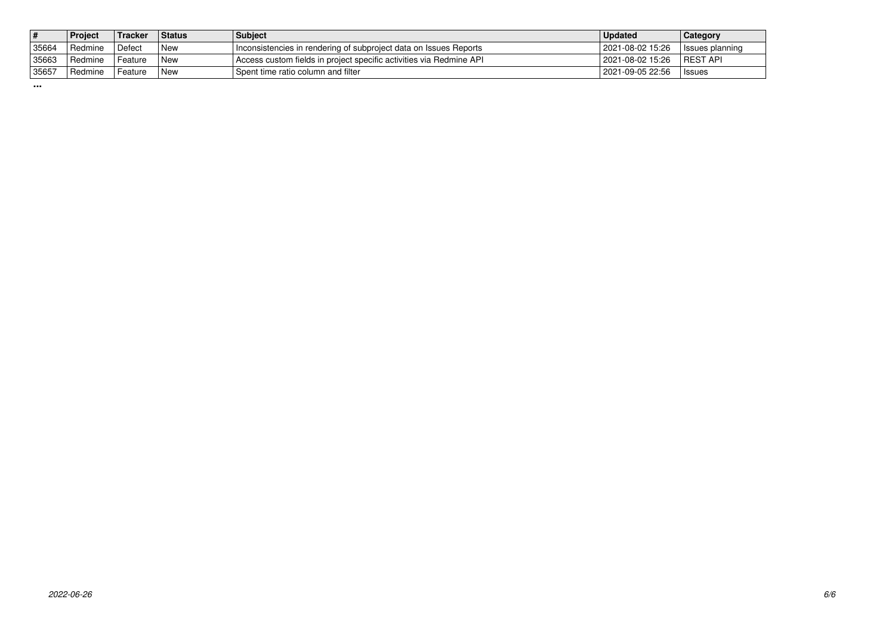| # | Project | Tracker | Status | Subject | Updated | Category |
|---|---|---|---|---|---|---|
| 35664 | Redmine | Defect | New | Inconsistencies in rendering of subproject data on Issues Reports | 2021-08-02 15:26 | Issues planning |
| 35663 | Redmine | Feature | New | Access custom fields in project specific activities via Redmine API | 2021-08-02 15:26 | REST API |
| 35657 | Redmine | Feature | New | Spent time ratio column and filter | 2021-09-05 22:56 | Issues |

...